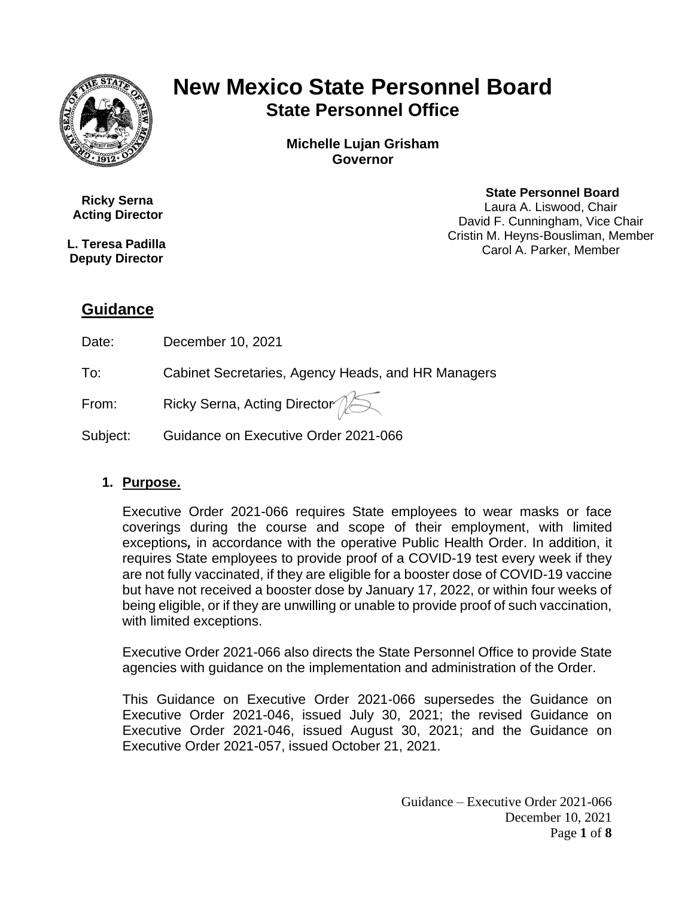# New Mexico State Personnel Board

## State Personnel Office

**Michelle Lujan Grisham**
**Governor**

**Ricky Serna**
**Acting Director**

**L. Teresa Padilla**
**Deputy Director**

**State Personnel Board**
Laura A. Liswood, Chair
David F. Cunningham, Vice Chair
Cristin M. Heyns-Bousliman, Member
Carol A. Parker, Member

## Guidance

Date: December 10, 2021

To: Cabinet Secretaries, Agency Heads, and HR Managers

From: Ricky Serna, Acting Director

Subject: Guidance on Executive Order 2021-066

### 1. Purpose.

Executive Order 2021-066 requires State employees to wear masks or face coverings during the course and scope of their employment, with limited exceptions*,* in accordance with the operative Public Health Order. In addition, it requires State employees to provide proof of a COVID-19 test every week if they are not fully vaccinated, if they are eligible for a booster dose of COVID-19 vaccine but have not received a booster dose by January 17, 2022, or within four weeks of being eligible, or if they are unwilling or unable to provide proof of such vaccination, with limited exceptions.

Executive Order 2021-066 also directs the State Personnel Office to provide State agencies with guidance on the implementation and administration of the Order.

This Guidance on Executive Order 2021-066 supersedes the Guidance on Executive Order 2021-046, issued July 30, 2021; the revised Guidance on Executive Order 2021-046, issued August 30, 2021; and the Guidance on Executive Order 2021-057, issued October 21, 2021.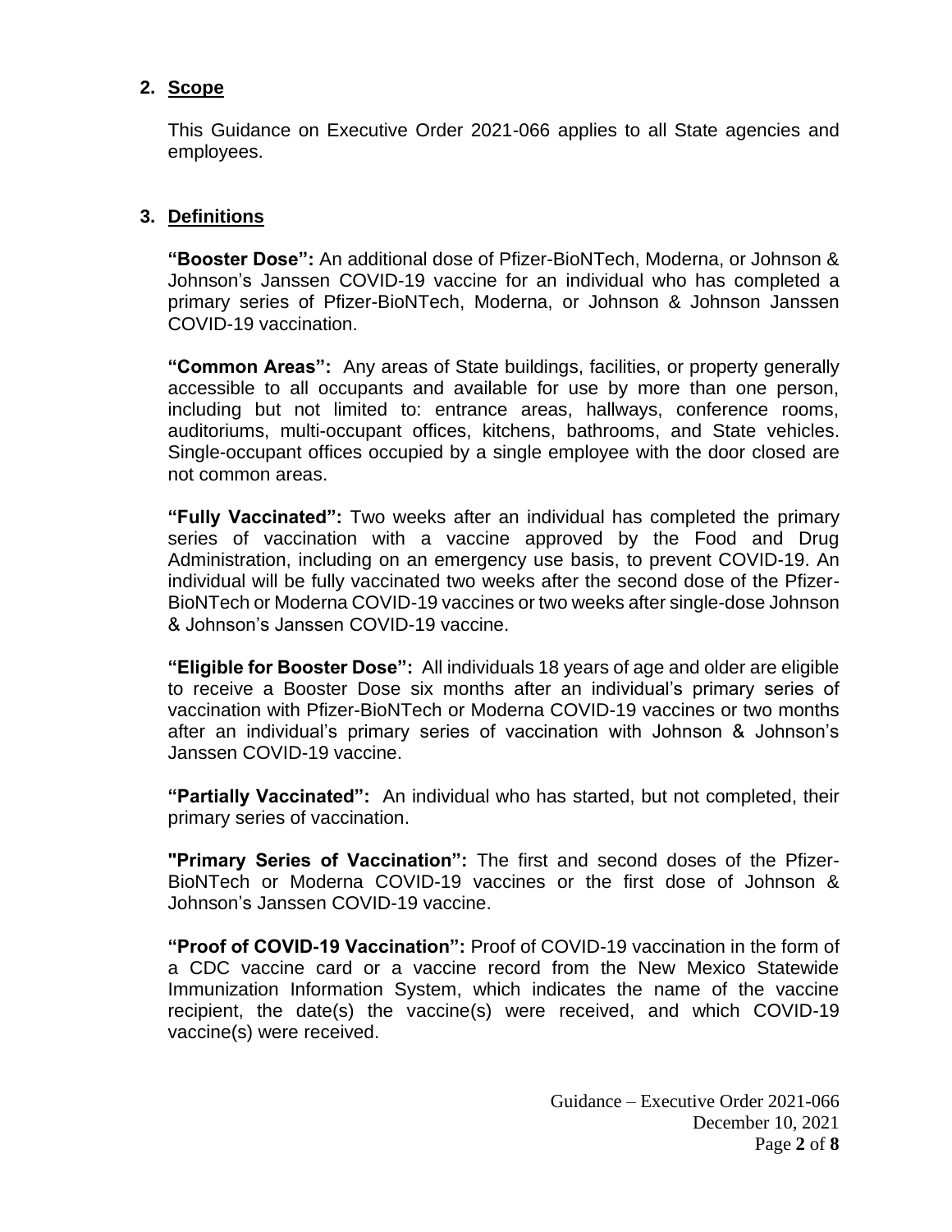## 2. Scope

This Guidance on Executive Order 2021-066 applies to all State agencies and employees.

## 3. Definitions

**"Booster Dose":** An additional dose of Pfizer-BioNTech, Moderna, or Johnson & Johnson's Janssen COVID-19 vaccine for an individual who has completed a primary series of Pfizer-BioNTech, Moderna, or Johnson & Johnson Janssen COVID-19 vaccination.

**"Common Areas":** Any areas of State buildings, facilities, or property generally accessible to all occupants and available for use by more than one person, including but not limited to: entrance areas, hallways, conference rooms, auditoriums, multi-occupant offices, kitchens, bathrooms, and State vehicles. Single-occupant offices occupied by a single employee with the door closed are not common areas.

**"Fully Vaccinated":** Two weeks after an individual has completed the primary series of vaccination with a vaccine approved by the Food and Drug Administration, including on an emergency use basis, to prevent COVID-19. An individual will be fully vaccinated two weeks after the second dose of the Pfizer-BioNTech or Moderna COVID-19 vaccines or two weeks after single-dose Johnson & Johnson's Janssen COVID-19 vaccine.

**"Eligible for Booster Dose":** All individuals 18 years of age and older are eligible to receive a Booster Dose six months after an individual's primary series of vaccination with Pfizer-BioNTech or Moderna COVID-19 vaccines or two months after an individual's primary series of vaccination with Johnson & Johnson's Janssen COVID-19 vaccine.

**"Partially Vaccinated":** An individual who has started, but not completed, their primary series of vaccination.

**"Primary Series of Vaccination":** The first and second doses of the Pfizer-BioNTech or Moderna COVID-19 vaccines or the first dose of Johnson & Johnson's Janssen COVID-19 vaccine.

**"Proof of COVID-19 Vaccination":** Proof of COVID-19 vaccination in the form of a CDC vaccine card or a vaccine record from the New Mexico Statewide Immunization Information System, which indicates the name of the vaccine recipient, the date(s) the vaccine(s) were received, and which COVID-19 vaccine(s) were received.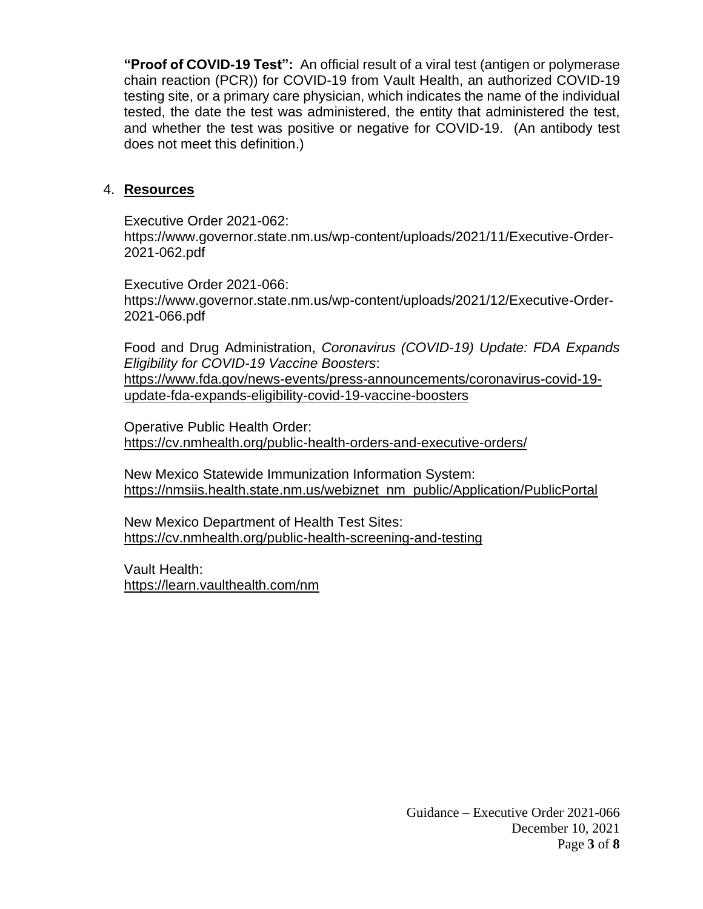**"Proof of COVID-19 Test":** An official result of a viral test (antigen or polymerase chain reaction (PCR)) for COVID-19 from Vault Health, an authorized COVID-19 testing site, or a primary care physician, which indicates the name of the individual tested, the date the test was administered, the entity that administered the test, and whether the test was positive or negative for COVID-19. (An antibody test does not meet this definition.)

4. **Resources**

Executive Order 2021-062:
https://www.governor.state.nm.us/wp-content/uploads/2021/11/Executive-Order-2021-062.pdf

Executive Order 2021-066:
https://www.governor.state.nm.us/wp-content/uploads/2021/12/Executive-Order-2021-066.pdf

Food and Drug Administration, *Coronavirus (COVID-19) Update: FDA Expands Eligibility for COVID-19 Vaccine Boosters*:
https://www.fda.gov/news-events/press-announcements/coronavirus-covid-19-update-fda-expands-eligibility-covid-19-vaccine-boosters

Operative Public Health Order:
https://cv.nmhealth.org/public-health-orders-and-executive-orders/

New Mexico Statewide Immunization Information System:
https://nmsiis.health.state.nm.us/webiznet_nm_public/Application/PublicPortal

New Mexico Department of Health Test Sites:
https://cv.nmhealth.org/public-health-screening-and-testing

Vault Health:
https://learn.vaulthealth.com/nm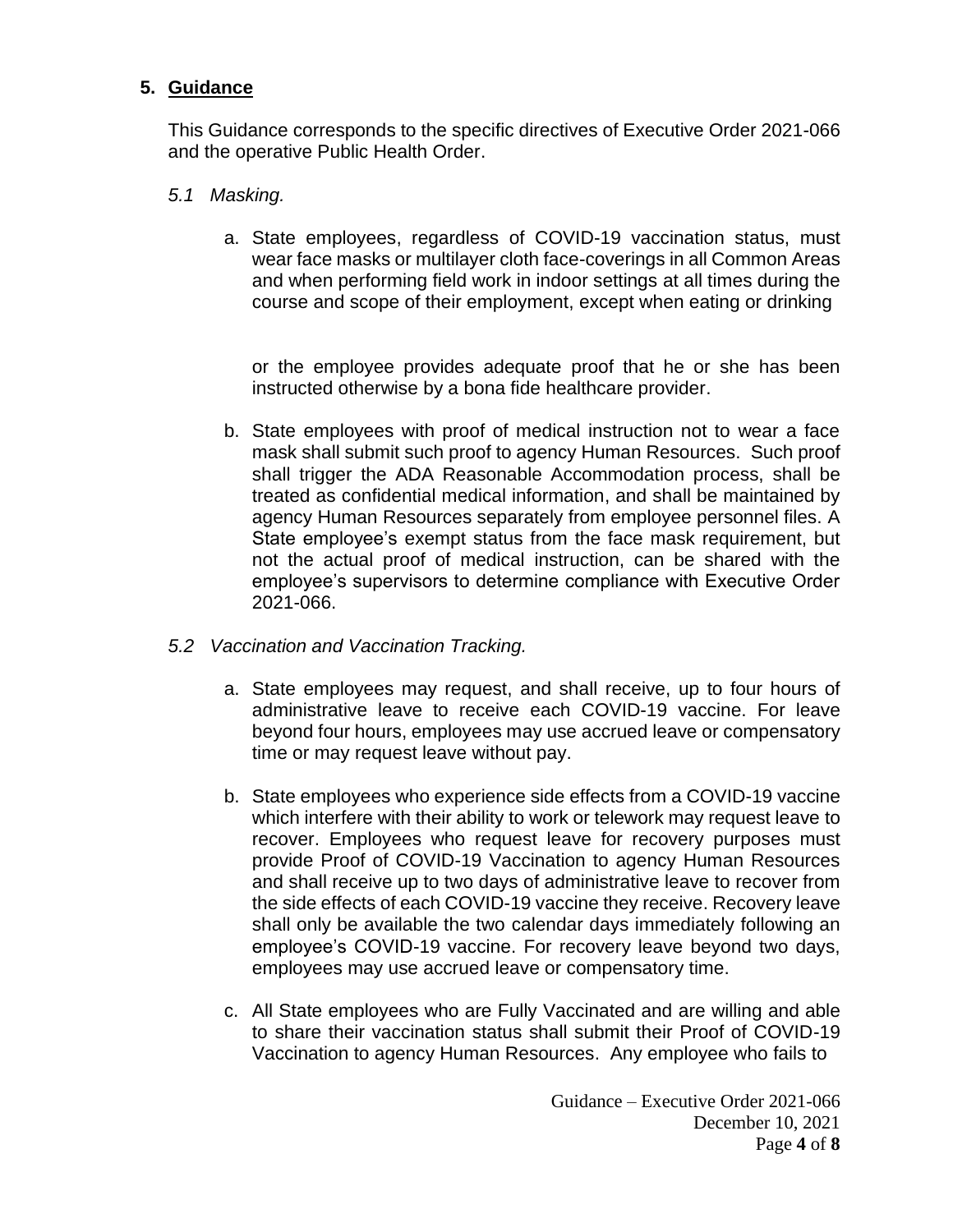## 5. Guidance

This Guidance corresponds to the specific directives of Executive Order 2021-066 and the operative Public Health Order.

### *5.1 Masking.*

a. State employees, regardless of COVID-19 vaccination status, must wear face masks or multilayer cloth face-coverings in all Common Areas and when performing field work in indoor settings at all times during the course and scope of their employment, except when eating or drinking

   or the employee provides adequate proof that he or she has been instructed otherwise by a bona fide healthcare provider.

b. State employees with proof of medical instruction not to wear a face mask shall submit such proof to agency Human Resources. Such proof shall trigger the ADA Reasonable Accommodation process, shall be treated as confidential medical information, and shall be maintained by agency Human Resources separately from employee personnel files. A State employee's exempt status from the face mask requirement, but not the actual proof of medical instruction, can be shared with the employee's supervisors to determine compliance with Executive Order 2021-066.

### *5.2 Vaccination and Vaccination Tracking.*

a. State employees may request, and shall receive, up to four hours of administrative leave to receive each COVID-19 vaccine. For leave beyond four hours, employees may use accrued leave or compensatory time or may request leave without pay.

b. State employees who experience side effects from a COVID-19 vaccine which interfere with their ability to work or telework may request leave to recover. Employees who request leave for recovery purposes must provide Proof of COVID-19 Vaccination to agency Human Resources and shall receive up to two days of administrative leave to recover from the side effects of each COVID-19 vaccine they receive. Recovery leave shall only be available the two calendar days immediately following an employee's COVID-19 vaccine. For recovery leave beyond two days, employees may use accrued leave or compensatory time.

c. All State employees who are Fully Vaccinated and are willing and able to share their vaccination status shall submit their Proof of COVID-19 Vaccination to agency Human Resources. Any employee who fails to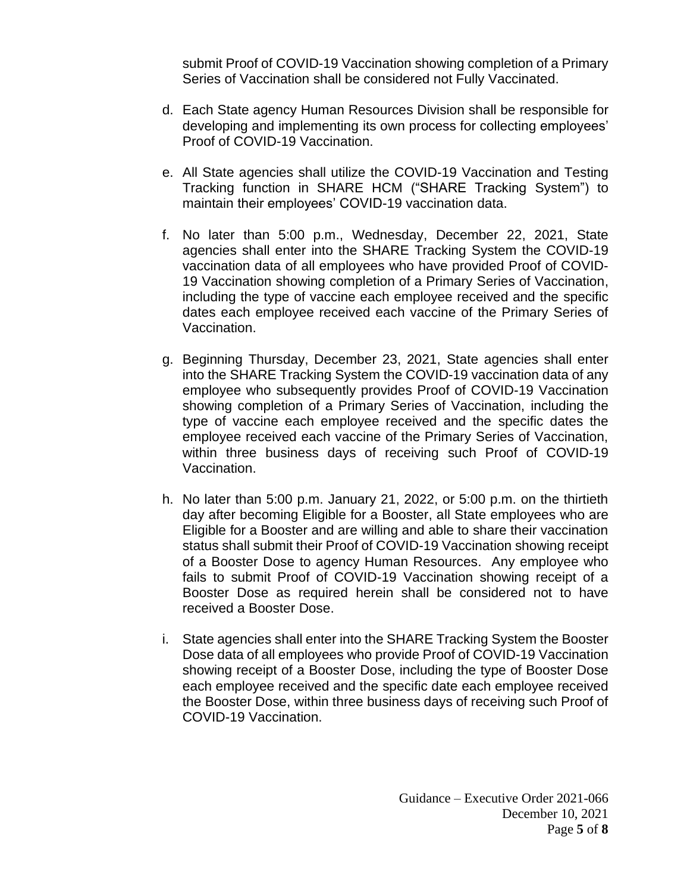submit Proof of COVID-19 Vaccination showing completion of a Primary Series of Vaccination shall be considered not Fully Vaccinated.

d. Each State agency Human Resources Division shall be responsible for developing and implementing its own process for collecting employees' Proof of COVID-19 Vaccination.

e. All State agencies shall utilize the COVID-19 Vaccination and Testing Tracking function in SHARE HCM ("SHARE Tracking System") to maintain their employees' COVID-19 vaccination data.

f. No later than 5:00 p.m., Wednesday, December 22, 2021, State agencies shall enter into the SHARE Tracking System the COVID-19 vaccination data of all employees who have provided Proof of COVID-19 Vaccination showing completion of a Primary Series of Vaccination, including the type of vaccine each employee received and the specific dates each employee received each vaccine of the Primary Series of Vaccination.

g. Beginning Thursday, December 23, 2021, State agencies shall enter into the SHARE Tracking System the COVID-19 vaccination data of any employee who subsequently provides Proof of COVID-19 Vaccination showing completion of a Primary Series of Vaccination, including the type of vaccine each employee received and the specific dates the employee received each vaccine of the Primary Series of Vaccination, within three business days of receiving such Proof of COVID-19 Vaccination.

h. No later than 5:00 p.m. January 21, 2022, or 5:00 p.m. on the thirtieth day after becoming Eligible for a Booster, all State employees who are Eligible for a Booster and are willing and able to share their vaccination status shall submit their Proof of COVID-19 Vaccination showing receipt of a Booster Dose to agency Human Resources. Any employee who fails to submit Proof of COVID-19 Vaccination showing receipt of a Booster Dose as required herein shall be considered not to have received a Booster Dose.

i. State agencies shall enter into the SHARE Tracking System the Booster Dose data of all employees who provide Proof of COVID-19 Vaccination showing receipt of a Booster Dose, including the type of Booster Dose each employee received and the specific date each employee received the Booster Dose, within three business days of receiving such Proof of COVID-19 Vaccination.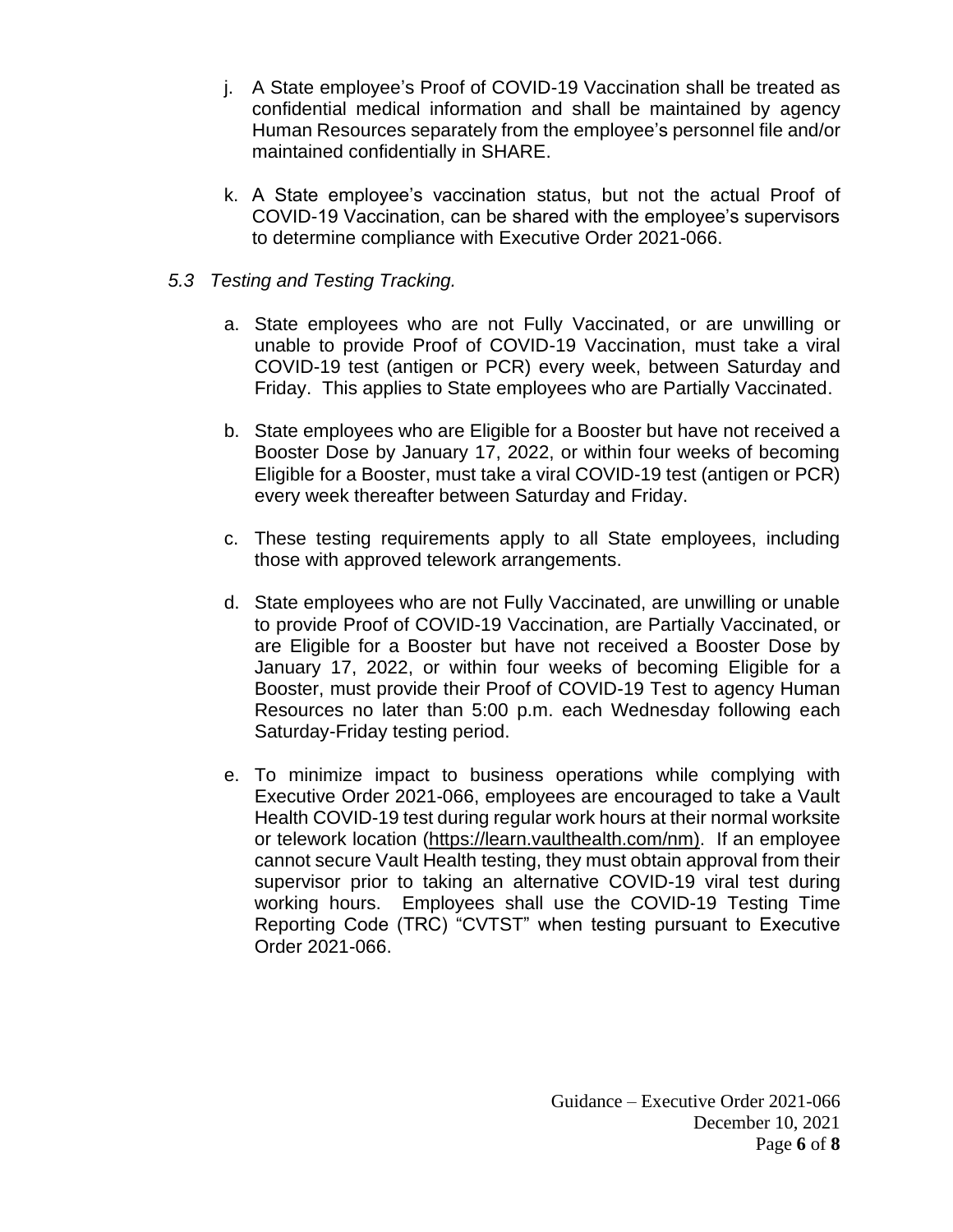j. A State employee's Proof of COVID-19 Vaccination shall be treated as confidential medical information and shall be maintained by agency Human Resources separately from the employee's personnel file and/or maintained confidentially in SHARE.

k. A State employee's vaccination status, but not the actual Proof of COVID-19 Vaccination, can be shared with the employee's supervisors to determine compliance with Executive Order 2021-066.

*5.3 Testing and Testing Tracking.*

a. State employees who are not Fully Vaccinated, or are unwilling or unable to provide Proof of COVID-19 Vaccination, must take a viral COVID-19 test (antigen or PCR) every week, between Saturday and Friday. This applies to State employees who are Partially Vaccinated.

b. State employees who are Eligible for a Booster but have not received a Booster Dose by January 17, 2022, or within four weeks of becoming Eligible for a Booster, must take a viral COVID-19 test (antigen or PCR) every week thereafter between Saturday and Friday.

c. These testing requirements apply to all State employees, including those with approved telework arrangements.

d. State employees who are not Fully Vaccinated, are unwilling or unable to provide Proof of COVID-19 Vaccination, are Partially Vaccinated, or are Eligible for a Booster but have not received a Booster Dose by January 17, 2022, or within four weeks of becoming Eligible for a Booster, must provide their Proof of COVID-19 Test to agency Human Resources no later than 5:00 p.m. each Wednesday following each Saturday-Friday testing period.

e. To minimize impact to business operations while complying with Executive Order 2021-066, employees are encouraged to take a Vault Health COVID-19 test during regular work hours at their normal worksite or telework location (https://learn.vaulthealth.com/nm). If an employee cannot secure Vault Health testing, they must obtain approval from their supervisor prior to taking an alternative COVID-19 viral test during working hours. Employees shall use the COVID-19 Testing Time Reporting Code (TRC) "CVTST" when testing pursuant to Executive Order 2021-066.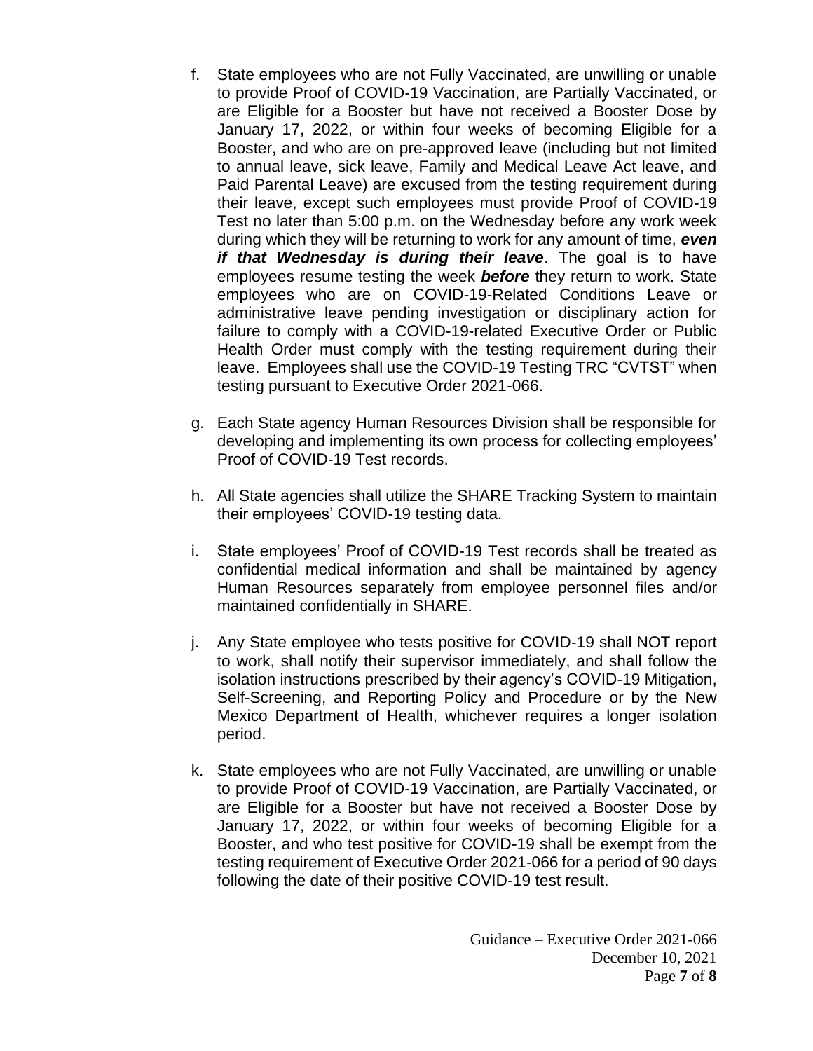f. State employees who are not Fully Vaccinated, are unwilling or unable to provide Proof of COVID-19 Vaccination, are Partially Vaccinated, or are Eligible for a Booster but have not received a Booster Dose by January 17, 2022, or within four weeks of becoming Eligible for a Booster, and who are on pre-approved leave (including but not limited to annual leave, sick leave, Family and Medical Leave Act leave, and Paid Parental Leave) are excused from the testing requirement during their leave, except such employees must provide Proof of COVID-19 Test no later than 5:00 p.m. on the Wednesday before any work week during which they will be returning to work for any amount of time, ***even if that Wednesday is during their leave***. The goal is to have employees resume testing the week ***before*** they return to work. State employees who are on COVID-19-Related Conditions Leave or administrative leave pending investigation or disciplinary action for failure to comply with a COVID-19-related Executive Order or Public Health Order must comply with the testing requirement during their leave. Employees shall use the COVID-19 Testing TRC "CVTST" when testing pursuant to Executive Order 2021-066.

g. Each State agency Human Resources Division shall be responsible for developing and implementing its own process for collecting employees' Proof of COVID-19 Test records.

h. All State agencies shall utilize the SHARE Tracking System to maintain their employees' COVID-19 testing data.

i. State employees' Proof of COVID-19 Test records shall be treated as confidential medical information and shall be maintained by agency Human Resources separately from employee personnel files and/or maintained confidentially in SHARE.

j. Any State employee who tests positive for COVID-19 shall NOT report to work, shall notify their supervisor immediately, and shall follow the isolation instructions prescribed by their agency's COVID-19 Mitigation, Self-Screening, and Reporting Policy and Procedure or by the New Mexico Department of Health, whichever requires a longer isolation period.

k. State employees who are not Fully Vaccinated, are unwilling or unable to provide Proof of COVID-19 Vaccination, are Partially Vaccinated, or are Eligible for a Booster but have not received a Booster Dose by January 17, 2022, or within four weeks of becoming Eligible for a Booster, and who test positive for COVID-19 shall be exempt from the testing requirement of Executive Order 2021-066 for a period of 90 days following the date of their positive COVID-19 test result.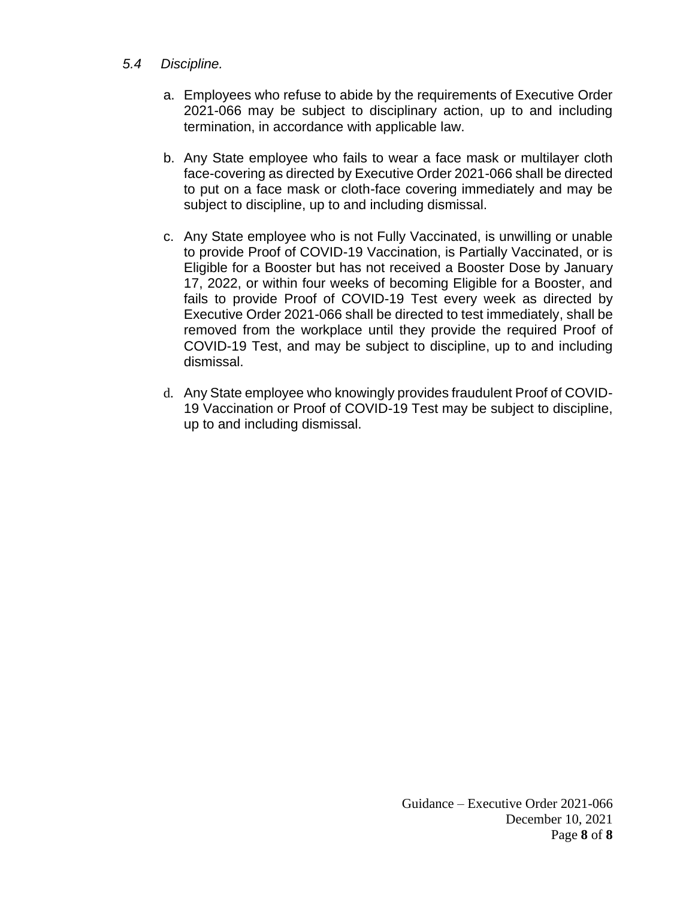*5.4 Discipline.*

a. Employees who refuse to abide by the requirements of Executive Order 2021-066 may be subject to disciplinary action, up to and including termination, in accordance with applicable law.

b. Any State employee who fails to wear a face mask or multilayer cloth face-covering as directed by Executive Order 2021-066 shall be directed to put on a face mask or cloth-face covering immediately and may be subject to discipline, up to and including dismissal.

c. Any State employee who is not Fully Vaccinated, is unwilling or unable to provide Proof of COVID-19 Vaccination, is Partially Vaccinated, or is Eligible for a Booster but has not received a Booster Dose by January 17, 2022, or within four weeks of becoming Eligible for a Booster, and fails to provide Proof of COVID-19 Test every week as directed by Executive Order 2021-066 shall be directed to test immediately, shall be removed from the workplace until they provide the required Proof of COVID-19 Test, and may be subject to discipline, up to and including dismissal.

d. Any State employee who knowingly provides fraudulent Proof of COVID-19 Vaccination or Proof of COVID-19 Test may be subject to discipline, up to and including dismissal.